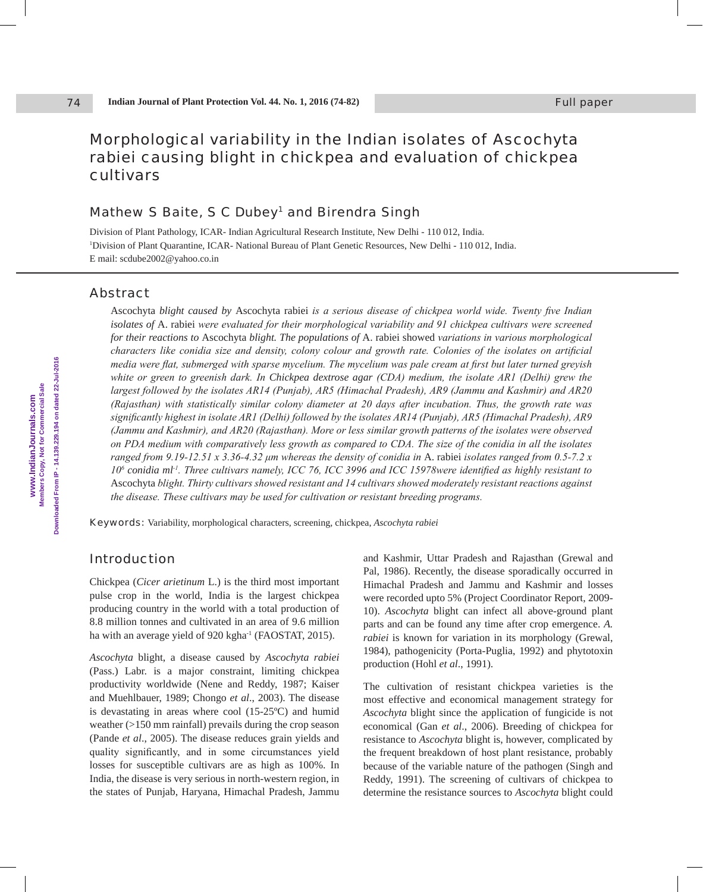Full paper

# Morphological variability in the Indian isolates of Ascochyta rabiei causing blight in chickpea and evaluation of chickpea cultivars

## Mathew S Baite, S C Dubey[1] and Birendra Singh

Division of Plant Pathology, ICAR- Indian Agricultural Research Institute, New Delhi - 110 012, India.
[1]Division of Plant Quarantine, ICAR- National Bureau of Plant Genetic Resources, New Delhi - 110 012, India.
E mail: scdube2002@yahoo.co.in

## Abstract

Ascochyta *blight caused by* Ascochyta rabiei *is a serious disease of chickpea world wide. Twenty five Indian isolates of* A. rabiei *were evaluated for their morphological variability and 91 chickpea cultivars were screened for their reactions to* Ascochyta *blight. The populations of* A. rabiei showed *variations in various morphological characters like conidia size and density, colony colour and growth rate. Colonies of the isolates on artificial media were flat, submerged with sparse mycelium. The mycelium was pale cream at first but later turned greyish white or green to greenish dark. In Chickpea dextrose agar (CDA) medium, the isolate AR1 (Delhi) grew the largest followed by the isolates AR14 (Punjab), AR5 (Himachal Pradesh), AR9 (Jammu and Kashmir) and AR20 (Rajasthan) with statistically similar colony diameter at 20 days after incubation. Thus, the growth rate was significantly highest in isolate AR1 (Delhi) followed by the isolates AR14 (Punjab), AR5 (Himachal Pradesh), AR9 (Jammu and Kashmir), and AR20 (Rajasthan). More or less similar growth patterns of the isolates were observed on PDA medium with comparatively less growth as compared to CDA. The size of the conidia in all the isolates ranged from 9.19-12.51 x 3.36-4.32 µm whereas the density of conidia in* A. rabiei *isolates ranged from 0.5-7.2 x $10^6$ conidia $ml^{-1}$. Three cultivars namely, ICC 76, ICC 3996 and ICC 15978were identified as highly resistant to* Ascochyta *blight. Thirty cultivars showed resistant and 14 cultivars showed moderately resistant reactions against the disease. These cultivars may be used for cultivation or resistant breeding programs.*

Keywords: Variability, morphological characters, screening, chickpea, *Ascochyta rabiei*

## Introduction

Chickpea (*Cicer arietinum* L.) is the third most important pulse crop in the world, India is the largest chickpea producing country in the world with a total production of 8.8 million tonnes and cultivated in an area of 9.6 million ha with an average yield of 920 $kg ha^{-1}$ (FAOSTAT, 2015).

*Ascochyta* blight, a disease caused by *Ascochyta rabiei* (Pass.) Labr. is a major constraint, limiting chickpea productivity worldwide (Nene and Reddy, 1987; Kaiser and Muehlbauer, 1989; Chongo *et al*., 2003). The disease is devastating in areas where cool (15-25ºC) and humid weather (>150 mm rainfall) prevails during the crop season (Pande *et al*., 2005). The disease reduces grain yields and quality significantly, and in some circumstances yield losses for susceptible cultivars are as high as 100%. In India, the disease is very serious in north-western region, in the states of Punjab, Haryana, Himachal Pradesh, Jammu and Kashmir, Uttar Pradesh and Rajasthan (Grewal and Pal, 1986). Recently, the disease sporadically occurred in Himachal Pradesh and Jammu and Kashmir and losses were recorded upto 5% (Project Coordinator Report, 2009-10). *Ascochyta* blight can infect all above-ground plant parts and can be found any time after crop emergence. *A. rabiei* is known for variation in its morphology (Grewal, 1984), pathogenicity (Porta-Puglia, 1992) and phytotoxin production (Hohl *et al*., 1991).

The cultivation of resistant chickpea varieties is the most effective and economical management strategy for *Ascochyta* blight since the application of fungicide is not economical (Gan *et al*., 2006). Breeding of chickpea for resistance to *Ascochyta* blight is, however, complicated by the frequent breakdown of host plant resistance, probably because of the variable nature of the pathogen (Singh and Reddy, 1991). The screening of cultivars of chickpea to determine the resistance sources to *Ascochyta* blight could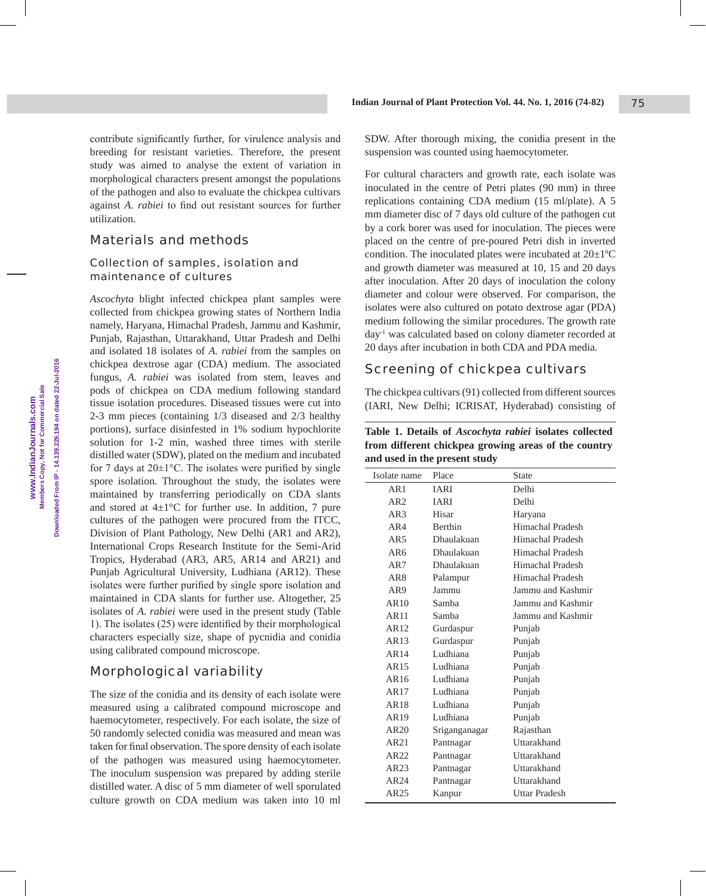contribute significantly further, for virulence analysis and breeding for resistant varieties. Therefore, the present study was aimed to analyse the extent of variation in morphological characters present amongst the populations of the pathogen and also to evaluate the chickpea cultivars against *A. rabiei* to find out resistant sources for further utilization.

## Materials and methods

### Collection of samples, isolation and maintenance of cultures

*Ascochyta* blight infected chickpea plant samples were collected from chickpea growing states of Northern India namely, Haryana, Himachal Pradesh, Jammu and Kashmir, Punjab, Rajasthan, Uttarakhand, Uttar Pradesh and Delhi and isolated 18 isolates of *A. rabiei* from the samples on chickpea dextrose agar (CDA) medium. The associated fungus, *A. rabiei* was isolated from stem, leaves and pods of chickpea on CDA medium following standard tissue isolation procedures. Diseased tissues were cut into 2-3 mm pieces (containing 1/3 diseased and 2/3 healthy portions), surface disinfested in 1% sodium hypochlorite solution for 1-2 min, washed three times with sterile distilled water (SDW), plated on the medium and incubated for 7 days at 20±1°C. The isolates were purified by single spore isolation. Throughout the study, the isolates were maintained by transferring periodically on CDA slants and stored at 4±1°C for further use. In addition, 7 pure cultures of the pathogen were procured from the ITCC, Division of Plant Pathology, New Delhi (AR1 and AR2), International Crops Research Institute for the Semi-Arid Tropics, Hyderabad (AR3, AR5, AR14 and AR21) and Punjab Agricultural University, Ludhiana (AR12). These isolates were further purified by single spore isolation and maintained in CDA slants for further use. Altogether, 25 isolates of *A. rabiei* were used in the present study (Table 1). The isolates (25) were identified by their morphological characters especially size, shape of pycnidia and conidia using calibrated compound microscope.

### Morphological variability

The size of the conidia and its density of each isolate were measured using a calibrated compound microscope and haemocytometer, respectively. For each isolate, the size of 50 randomly selected conidia was measured and mean was taken for final observation. The spore density of each isolate of the pathogen was measured using haemocytometer. The inoculum suspension was prepared by adding sterile distilled water. A disc of 5 mm diameter of well sporulated culture growth on CDA medium was taken into 10 ml SDW. After thorough mixing, the conidia present in the suspension was counted using haemocytometer.

For cultural characters and growth rate, each isolate was inoculated in the centre of Petri plates (90 mm) in three replications containing CDA medium (15 ml/plate). A 5 mm diameter disc of 7 days old culture of the pathogen cut by a cork borer was used for inoculation. The pieces were placed on the centre of pre-poured Petri dish in inverted condition. The inoculated plates were incubated at 20±1ºC and growth diameter was measured at 10, 15 and 20 days after inoculation. After 20 days of inoculation the colony diameter and colour were observed. For comparison, the isolates were also cultured on potato dextrose agar (PDA) medium following the similar procedures. The growth rate day$^{-1}$ was calculated based on colony diameter recorded at 20 days after incubation in both CDA and PDA media.

### Screening of chickpea cultivars

The chickpea cultivars (91) collected from different sources (IARI, New Delhi; ICRISAT, Hyderabad) consisting of

**Table 1. Details of *Ascochyta rabiei* isolates collected from different chickpea growing areas of the country and used in the present study**

| Isolate name | Place | State |
|---|---|---|
| AR1 | IARI | Delhi |
| AR2 | IARI | Delhi |
| AR3 | Hisar | Haryana |
| AR4 | Berthin | Himachal Pradesh |
| AR5 | Dhaulakuan | Himachal Pradesh |
| AR6 | Dhaulakuan | Himachal Pradesh |
| AR7 | Dhaulakuan | Himachal Pradesh |
| AR8 | Palampur | Himachal Pradesh |
| AR9 | Jammu | Jammu and Kashmir |
| AR10 | Samba | Jammu and Kashmir |
| AR11 | Samba | Jammu and Kashmir |
| AR12 | Gurdaspur | Punjab |
| AR13 | Gurdaspur | Punjab |
| AR14 | Ludhiana | Punjab |
| AR15 | Ludhiana | Punjab |
| AR16 | Ludhiana | Punjab |
| AR17 | Ludhiana | Punjab |
| AR18 | Ludhiana | Punjab |
| AR19 | Ludhiana | Punjab |
| AR20 | Sriganganagar | Rajasthan |
| AR21 | Pantnagar | Uttarakhand |
| AR22 | Pantnagar | Uttarakhand |
| AR23 | Pantnagar | Uttarakhand |
| AR24 | Pantnagar | Uttarakhand |
| AR25 | Kanpur | Uttar Pradesh |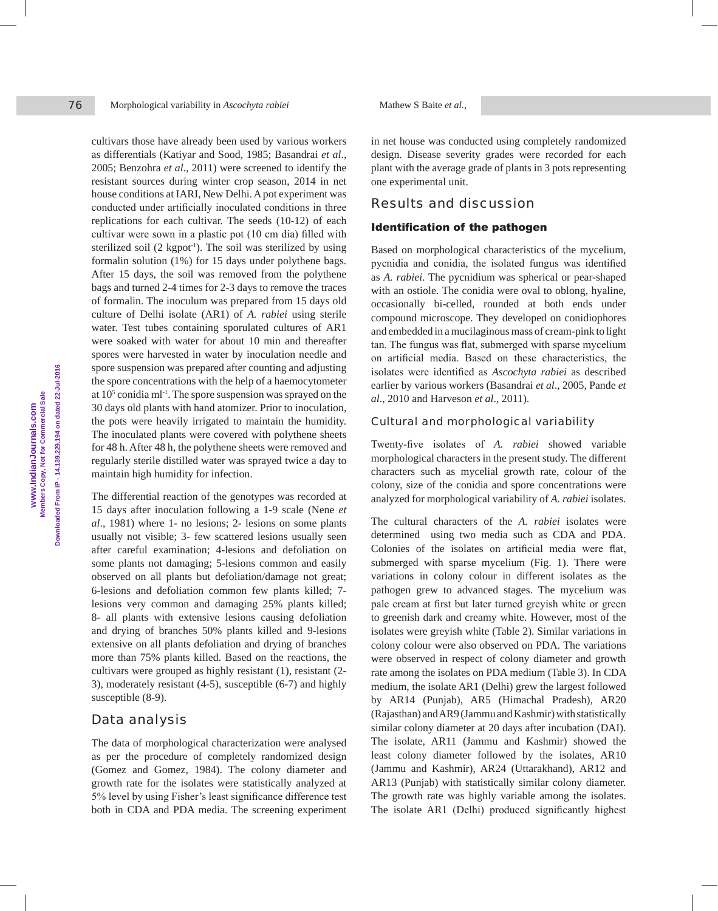cultivars those have already been used by various workers as differentials (Katiyar and Sood, 1985; Basandrai *et al*., 2005; Benzohra *et al*., 2011) were screened to identify the resistant sources during winter crop season, 2014 in net house conditions at IARI, New Delhi. A pot experiment was conducted under artificially inoculated conditions in three replications for each cultivar. The seeds (10-12) of each cultivar were sown in a plastic pot (10 cm dia) filled with sterilized soil (2 kgpot$^{-1}$). The soil was sterilized by using formalin solution (1%) for 15 days under polythene bags. After 15 days, the soil was removed from the polythene bags and turned 2-4 times for 2-3 days to remove the traces of formalin. The inoculum was prepared from 15 days old culture of Delhi isolate (AR1) of *A. rabiei* using sterile water. Test tubes containing sporulated cultures of AR1 were soaked with water for about 10 min and thereafter spores were harvested in water by inoculation needle and spore suspension was prepared after counting and adjusting the spore concentrations with the help of a haemocytometer at $10^5$ conidia ml$^{-1}$. The spore suspension was sprayed on the 30 days old plants with hand atomizer. Prior to inoculation, the pots were heavily irrigated to maintain the humidity. The inoculated plants were covered with polythene sheets for 48 h. After 48 h, the polythene sheets were removed and regularly sterile distilled water was sprayed twice a day to maintain high humidity for infection.

The differential reaction of the genotypes was recorded at 15 days after inoculation following a 1-9 scale (Nene *et al*., 1981) where 1- no lesions; 2- lesions on some plants usually not visible; 3- few scattered lesions usually seen after careful examination; 4-lesions and defoliation on some plants not damaging; 5-lesions common and easily observed on all plants but defoliation/damage not great; 6-lesions and defoliation common few plants killed; 7-lesions very common and damaging 25% plants killed; 8- all plants with extensive lesions causing defoliation and drying of branches 50% plants killed and 9-lesions extensive on all plants defoliation and drying of branches more than 75% plants killed. Based on the reactions, the cultivars were grouped as highly resistant (1), resistant (2-3), moderately resistant (4-5), susceptible (6-7) and highly susceptible (8-9).

## Data analysis

The data of morphological characterization were analysed as per the procedure of completely randomized design (Gomez and Gomez, 1984). The colony diameter and growth rate for the isolates were statistically analyzed at 5% level by using Fisher's least significance difference test both in CDA and PDA media. The screening experiment in net house was conducted using completely randomized design. Disease severity grades were recorded for each plant with the average grade of plants in 3 pots representing one experimental unit.

## Results and discussion

### Identification of the pathogen

Based on morphological characteristics of the mycelium, pycnidia and conidia, the isolated fungus was identified as *A. rabiei*. The pycnidium was spherical or pear-shaped with an ostiole. The conidia were oval to oblong, hyaline, occasionally bi-celled, rounded at both ends under compound microscope. They developed on conidiophores and embedded in a mucilaginous mass of cream-pink to light tan. The fungus was flat, submerged with sparse mycelium on artificial media. Based on these characteristics, the isolates were identified as *Ascochyta rabiei* as described earlier by various workers (Basandrai *et al*., 2005, Pande *et al*., 2010 and Harveson *et al*., 2011).

### Cultural and morphological variability

Twenty-five isolates of *A. rabiei* showed variable morphological characters in the present study. The different characters such as mycelial growth rate, colour of the colony, size of the conidia and spore concentrations were analyzed for morphological variability of *A. rabiei* isolates.

The cultural characters of the *A. rabiei* isolates were determined using two media such as CDA and PDA. Colonies of the isolates on artificial media were flat, submerged with sparse mycelium (Fig. 1). There were variations in colony colour in different isolates as the pathogen grew to advanced stages. The mycelium was pale cream at first but later turned greyish white or green to greenish dark and creamy white. However, most of the isolates were greyish white (Table 2). Similar variations in colony colour were also observed on PDA. The variations were observed in respect of colony diameter and growth rate among the isolates on PDA medium (Table 3). In CDA medium, the isolate AR1 (Delhi) grew the largest followed by AR14 (Punjab), AR5 (Himachal Pradesh), AR20 (Rajasthan) and AR9 (Jammu and Kashmir) with statistically similar colony diameter at 20 days after incubation (DAI). The isolate, AR11 (Jammu and Kashmir) showed the least colony diameter followed by the isolates, AR10 (Jammu and Kashmir), AR24 (Uttarakhand), AR12 and AR13 (Punjab) with statistically similar colony diameter. The growth rate was highly variable among the isolates. The isolate AR1 (Delhi) produced significantly highest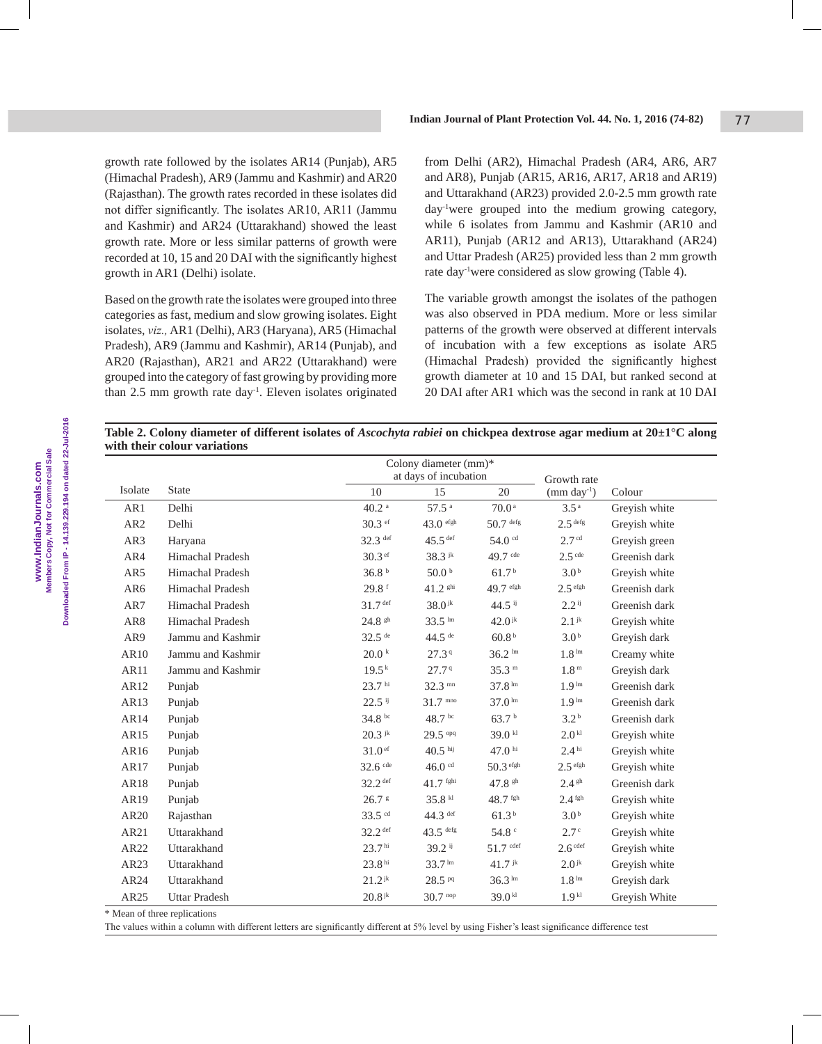growth rate followed by the isolates AR14 (Punjab), AR5 (Himachal Pradesh), AR9 (Jammu and Kashmir) and AR20 (Rajasthan). The growth rates recorded in these isolates did not differ significantly. The isolates AR10, AR11 (Jammu and Kashmir) and AR24 (Uttarakhand) showed the least growth rate. More or less similar patterns of growth were recorded at 10, 15 and 20 DAI with the significantly highest growth in AR1 (Delhi) isolate.

Based on the growth rate the isolates were grouped into three categories as fast, medium and slow growing isolates. Eight isolates, *viz.,* AR1 (Delhi), AR3 (Haryana), AR5 (Himachal Pradesh), AR9 (Jammu and Kashmir), AR14 (Punjab), and AR20 (Rajasthan), AR21 and AR22 (Uttarakhand) were grouped into the category of fast growing by providing more than 2.5 mm growth rate day$^{-1}$. Eleven isolates originated from Delhi (AR2), Himachal Pradesh (AR4, AR6, AR7 and AR8), Punjab (AR15, AR16, AR17, AR18 and AR19) and Uttarakhand (AR23) provided 2.0-2.5 mm growth rate day$^{-1}$were grouped into the medium growing category, while 6 isolates from Jammu and Kashmir (AR10 and AR11), Punjab (AR12 and AR13), Uttarakhand (AR24) and Uttar Pradesh (AR25) provided less than 2 mm growth rate day$^{-1}$were considered as slow growing (Table 4).

The variable growth amongst the isolates of the pathogen was also observed in PDA medium. More or less similar patterns of the growth were observed at different intervals of incubation with a few exceptions as isolate AR5 (Himachal Pradesh) provided the significantly highest growth diameter at 10 and 15 DAI, but ranked second at 20 DAI after AR1 which was the second in rank at 10 DAI

**Table 2. Colony diameter of different isolates of *Ascochyta rabiei* on chickpea dextrose agar medium at 20±1°C along with their colour variations**

| Isolate | State | Colony diameter (mm)* at days of incubation | | | Growth rate (mm day$^{-1}$) | Colour |
|---|---|---|---|---|---|---|
| | | 10 | 15 | 20 | | |
| AR1 | Delhi | 40.2 $^{a}$ | 57.5 $^{a}$ | 70.0 $^{a}$ | 3.5 $^{a}$ | Greyish white |
| AR2 | Delhi | 30.3 $^{ef}$ | 43.0 $^{efgh}$ | 50.7 $^{defg}$ | 2.5 $^{defg}$ | Greyish white |
| AR3 | Haryana | 32.3 $^{def}$ | 45.5 $^{def}$ | 54.0 $^{cd}$ | 2.7 $^{cd}$ | Greyish green |
| AR4 | Himachal Pradesh | 30.3 $^{ef}$ | 38.3 $^{jk}$ | 49.7 $^{cde}$ | 2.5 $^{cde}$ | Greenish dark |
| AR5 | Himachal Pradesh | 36.8 $^{b}$ | 50.0 $^{b}$ | 61.7 $^{b}$ | 3.0 $^{b}$ | Greyish white |
| AR6 | Himachal Pradesh | 29.8 $^{f}$ | 41.2 $^{ghi}$ | 49.7 $^{efgh}$ | 2.5 $^{efgh}$ | Greenish dark |
| AR7 | Himachal Pradesh | 31.7 $^{def}$ | 38.0 $^{jk}$ | 44.5 $^{ij}$ | 2.2 $^{ij}$ | Greenish dark |
| AR8 | Himachal Pradesh | 24.8 $^{gh}$ | 33.5 $^{lm}$ | 42.0 $^{jk}$ | 2.1 $^{jk}$ | Greyish white |
| AR9 | Jammu and Kashmir | 32.5 $^{de}$ | 44.5 $^{de}$ | 60.8 $^{b}$ | 3.0 $^{b}$ | Greyish dark |
| AR10 | Jammu and Kashmir | 20.0 $^{k}$ | 27.3 $^{q}$ | 36.2 $^{lm}$ | 1.8 $^{lm}$ | Creamy white |
| AR11 | Jammu and Kashmir | 19.5 $^{k}$ | 27.7 $^{q}$ | 35.3 $^{m}$ | 1.8 $^{m}$ | Greyish dark |
| AR12 | Punjab | 23.7 $^{hi}$ | 32.3 $^{mn}$ | 37.8 $^{lm}$ | 1.9 $^{lm}$ | Greenish dark |
| AR13 | Punjab | 22.5 $^{ij}$ | 31.7 $^{mno}$ | 37.0 $^{lm}$ | 1.9 $^{lm}$ | Greenish dark |
| AR14 | Punjab | 34.8 $^{bc}$ | 48.7 $^{bc}$ | 63.7 $^{b}$ | 3.2 $^{b}$ | Greenish dark |
| AR15 | Punjab | 20.3 $^{jk}$ | 29.5 $^{opq}$ | 39.0 $^{kl}$ | 2.0 $^{kl}$ | Greyish white |
| AR16 | Punjab | 31.0 $^{ef}$ | 40.5 $^{hij}$ | 47.0 $^{hi}$ | 2.4 $^{hi}$ | Greyish white |
| AR17 | Punjab | 32.6 $^{cde}$ | 46.0 $^{cd}$ | 50.3 $^{efgh}$ | 2.5 $^{efgh}$ | Greyish white |
| AR18 | Punjab | 32.2 $^{def}$ | 41.7 $^{fghi}$ | 47.8 $^{gh}$ | 2.4 $^{gh}$ | Greenish dark |
| AR19 | Punjab | 26.7 $^{g}$ | 35.8 $^{kl}$ | 48.7 $^{fgh}$ | 2.4 $^{fgh}$ | Greyish white |
| AR20 | Rajasthan | 33.5 $^{cd}$ | 44.3 $^{def}$ | 61.3 $^{b}$ | 3.0 $^{b}$ | Greyish white |
| AR21 | Uttarakhand | 32.2 $^{def}$ | 43.5 $^{defg}$ | 54.8 $^{c}$ | 2.7 $^{c}$ | Greyish white |
| AR22 | Uttarakhand | 23.7 $^{hi}$ | 39.2 $^{ij}$ | 51.7 $^{cdef}$ | 2.6 $^{cdef}$ | Greyish white |
| AR23 | Uttarakhand | 23.8 $^{hi}$ | 33.7 $^{lm}$ | 41.7 $^{jk}$ | 2.0 $^{jk}$ | Greyish white |
| AR24 | Uttarakhand | 21.2 $^{jk}$ | 28.5 $^{pq}$ | 36.3 $^{lm}$ | 1.8 $^{lm}$ | Greyish dark |
| AR25 | Uttar Pradesh | 20.8 $^{jk}$ | 30.7 $^{nop}$ | 39.0 $^{kl}$ | 1.9 $^{kl}$ | Greyish White |

\* Mean of three replications

The values within a column with different letters are significantly different at 5% level by using Fisher's least significance difference test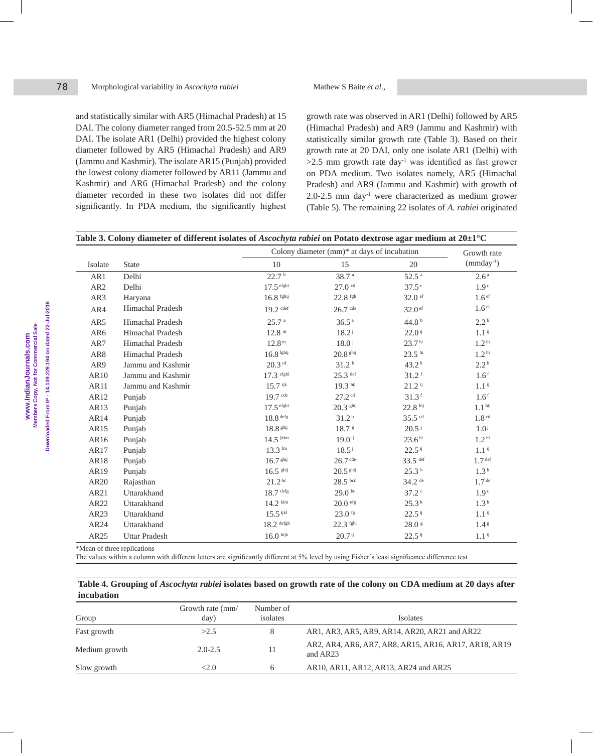and statistically similar with AR5 (Himachal Pradesh) at 15 DAI. The colony diameter ranged from 20.5-52.5 mm at 20 DAI. The isolate AR1 (Delhi) provided the highest colony diameter followed by AR5 (Himachal Pradesh) and AR9 (Jammu and Kashmir). The isolate AR15 (Punjab) provided the lowest colony diameter followed by AR11 (Jammu and Kashmir) and AR6 (Himachal Pradesh) and the colony diameter recorded in these two isolates did not differ significantly. In PDA medium, the significantly highest growth rate was observed in AR1 (Delhi) followed by AR5 (Himachal Pradesh) and AR9 (Jammu and Kashmir) with statistically similar growth rate (Table 3). Based on their growth rate at 20 DAI, only one isolate AR1 (Delhi) with >2.5 mm growth rate day$^{-1}$ was identified as fast grower on PDA medium. Two isolates namely, AR5 (Himachal Pradesh) and AR9 (Jammu and Kashmir) with growth of 2.0-2.5 mm day$^{-1}$ were characterized as medium grower (Table 5). The remaining 22 isolates of *A. rabiei* originated

**Table 3. Colony diameter of different isolates of *Ascochyta rabiei* on Potato dextrose agar medium at 20±1°C**

| Isolate | State | Colony diameter (mm)* at days of incubation | | | Growth rate (mmday$^{-1}$) |
|---|---|---|---|---|---|
| | | 10 | 15 | 20 | |
| AR1 | Delhi | 22.7 $^{b}$ | 38.7 $^{a}$ | 52.5 $^{a}$ | 2.6 $^{a}$ |
| AR2 | Delhi | 17.5 $^{efghi}$ | 27.0 $^{cd}$ | 37.5 $^{c}$ | 1.9 $^{c}$ |
| AR3 | Haryana | 16.8 $^{fghij}$ | 22.8 $^{fgh}$ | 32.0 $^{ef}$ | 1.6 $^{ef}$ |
| AR4 | Himachal Pradesh | 19.2 $^{cdef}$ | 26.7 $^{cde}$ | 32.0 $^{ef}$ | 1.6 $^{ef}$ |
| AR5 | Himachal Pradesh | 25.7 $^{a}$ | 36.5 $^{a}$ | 44.8 $^{b}$ | 2.2 $^{b}$ |
| AR6 | Himachal Pradesh | 12.8 $^{m}$ | 18.2 $^{j}$ | 22.0 $^{ij}$ | 1.1 $^{ij}$ |
| AR7 | Himachal Pradesh | 12.8 $^{m}$ | 18.0 $^{j}$ | 23.7 $^{hi}$ | 1.2 $^{hi}$ |
| AR8 | Himachal Pradesh | 16.8 $^{fghij}$ | 20.8 $^{ghij}$ | 23.5 $^{hi}$ | 1.2 $^{hi}$ |
| AR9 | Jammu and Kashmir | 20.3 $^{cd}$ | 31.2 $^{b}$ | 43.2 $^{b}$ | 2.2 $^{b}$ |
| AR10 | Jammu and Kashmir | 17.3 $^{efghi}$ | 25.3 $^{def}$ | 31.2 $^{f}$ | 1.6 $^{f}$ |
| AR11 | Jammu and Kashmir | 15.7 $^{ijk}$ | 19.3 $^{hij}$ | 21.2 $^{ij}$ | 1.1 $^{ij}$ |
| AR12 | Punjab | 19.7 $^{cde}$ | 27.2 $^{cd}$ | 31.3 $^{f}$ | 1.6 $^{f}$ |
| AR13 | Punjab | 17.5 $^{efghi}$ | 20.3 $^{ghij}$ | 22.8 $^{hij}$ | 1.1 $^{hij}$ |
| AR14 | Punjab | 18.8 $^{defg}$ | 31.2 $^{b}$ | 35.5 $^{cd}$ | 1.8 $^{cd}$ |
| AR15 | Punjab | 18.8 $^{ghij}$ | 18.7 $^{ij}$ | 20.5 $^{j}$ | 1.0 $^{j}$ |
| AR16 | Punjab | 14.5 $^{jklm}$ | 19.0 $^{ij}$ | 23.6 $^{hi}$ | 1.2 $^{hi}$ |
| AR17 | Punjab | 13.3 $^{lm}$ | 18.5 $^{j}$ | 22.5 $^{ij}$ | 1.1 $^{ij}$ |
| AR18 | Punjab | 16.7 $^{ghij}$ | 26.7 $^{cde}$ | 33.5 $^{def}$ | 1.7 $^{def}$ |
| AR19 | Punjab | 16.5 $^{ghij}$ | 20.5 $^{ghij}$ | 25.3 $^{h}$ | 1.3 $^{h}$ |
| AR20 | Rajasthan | 21.2 $^{bc}$ | 28.5 $^{bcd}$ | 34.2 $^{de}$ | 1.7 $^{de}$ |
| AR21 | Uttarakhand | 18.7 $^{defg}$ | 29.0 $^{bc}$ | 37.2 $^{c}$ | 1.9 $^{c}$ |
| AR22 | Uttarakhand | 14.2 $^{klm}$ | 20.0 $^{efg}$ | 25.3 $^{h}$ | 1.3 $^{h}$ |
| AR23 | Uttarakhand | 15.5 $^{ijkl}$ | 23.0 $^{fg}$ | 22.5 $^{ij}$ | 1.1 $^{ij}$ |
| AR24 | Uttarakhand | 18.2 $^{defgh}$ | 22.3 $^{fghi}$ | 28.0 $^{g}$ | 1.4 $^{g}$ |
| AR25 | Uttar Pradesh | 16.0 $^{hijk}$ | 20.7 $^{ij}$ | 22.5 $^{ij}$ | 1.1 $^{ij}$ |

*Mean of three replications

The values within a column with different letters are significantly different at 5% level by using Fisher's least significance difference test

**Table 4. Grouping of *Ascochyta rabiei* isolates based on growth rate of the colony on CDA medium at 20 days after incubation**

| Group | Growth rate (mm/day) | Number of isolates | Isolates |
|---|---|---|---|
| Fast growth | >2.5 | 8 | AR1, AR3, AR5, AR9, AR14, AR20, AR21 and AR22 |
| Medium growth | 2.0-2.5 | 11 | AR2, AR4, AR6, AR7, AR8, AR15, AR16, AR17, AR18, AR19 and AR23 |
| Slow growth | <2.0 | 6 | AR10, AR11, AR12, AR13, AR24 and AR25 |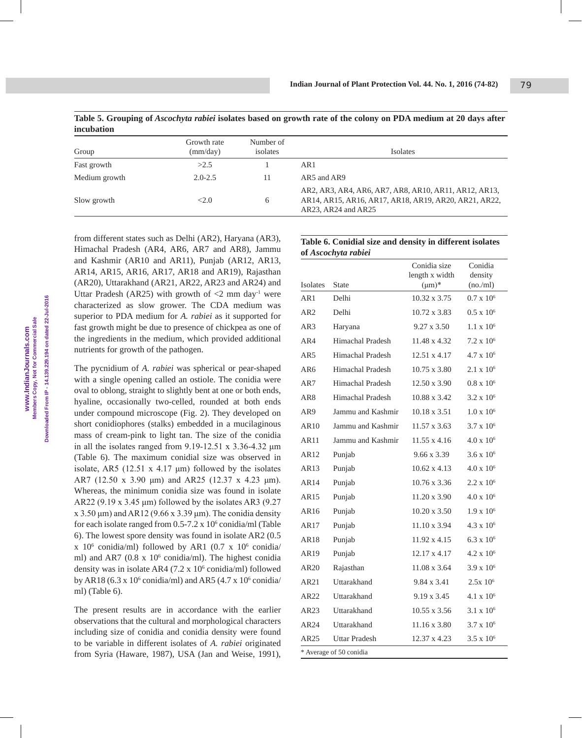**Table 5. Grouping of *Ascochyta rabiei* isolates based on growth rate of the colony on PDA medium at 20 days after incubation**

| Group | Growth rate (mm/day) | Number of isolates | Isolates |
|---|---|---|---|
| Fast growth | >2.5 | 1 | AR1 |
| Medium growth | 2.0-2.5 | 11 | AR5 and AR9 |
| Slow growth | <2.0 | 6 | AR2, AR3, AR4, AR6, AR7, AR8, AR10, AR11, AR12, AR13, AR14, AR15, AR16, AR17, AR18, AR19, AR20, AR21, AR22, AR23, AR24 and AR25 |

from different states such as Delhi (AR2), Haryana (AR3), Himachal Pradesh (AR4, AR6, AR7 and AR8), Jammu and Kashmir (AR10 and AR11), Punjab (AR12, AR13, AR14, AR15, AR16, AR17, AR18 and AR19), Rajasthan (AR20), Uttarakhand (AR21, AR22, AR23 and AR24) and Uttar Pradesh (AR25) with growth of <2 mm day$^{-1}$ were characterized as slow grower. The CDA medium was superior to PDA medium for *A. rabiei* as it supported for fast growth might be due to presence of chickpea as one of the ingredients in the medium, which provided additional nutrients for growth of the pathogen.

The pycnidium of *A. rabiei* was spherical or pear-shaped with a single opening called an ostiole. The conidia were oval to oblong, straight to slightly bent at one or both ends, hyaline, occasionally two-celled, rounded at both ends under compound microscope (Fig. 2). They developed on short conidiophores (stalks) embedded in a mucilaginous mass of cream-pink to light tan. The size of the conidia in all the isolates ranged from 9.19-12.51 x 3.36-4.32 µm (Table 6). The maximum conidial size was observed in isolate, AR5 (12.51 x 4.17 µm) followed by the isolates AR7 (12.50 x 3.90 µm) and AR25 (12.37 x 4.23 µm). Whereas, the minimum conidia size was found in isolate AR22 (9.19 x 3.45 µm) followed by the isolates AR3 (9.27 x 3.50 µm) and AR12 (9.66 x 3.39 µm). The conidia density for each isolate ranged from 0.5-7.2 x 10$^{6}$ conidia/ml (Table 6). The lowest spore density was found in isolate AR2 (0.5 x 10$^{6}$ conidia/ml) followed by AR1 (0.7 x 10$^{6}$ conidia/ml) and AR7 (0.8 x 10$^{6}$ conidia/ml). The highest conidia density was in isolate AR4 (7.2 x 10$^{6}$ conidia/ml) followed by AR18 (6.3 x 10$^{6}$ conidia/ml) and AR5 (4.7 x 10$^{6}$ conidia/ml) (Table 6).

The present results are in accordance with the earlier observations that the cultural and morphological characters including size of conidia and conidia density were found to be variable in different isolates of *A. rabiei* originated from Syria (Haware, 1987), USA (Jan and Weise, 1991),

**Table 6. Conidial size and density in different isolates of *Ascochyta rabiei***

| Isolates | State | Conidia size length x width (µm)* | Conidia density (no./ml) |
|---|---|---|---|
| AR1 | Delhi | 10.32 x 3.75 | 0.7 x 10$^{6}$ |
| AR2 | Delhi | 10.72 x 3.83 | 0.5 x 10$^{6}$ |
| AR3 | Haryana | 9.27 x 3.50 | 1.1 x 10$^{6}$ |
| AR4 | Himachal Pradesh | 11.48 x 4.32 | 7.2 x 10$^{6}$ |
| AR5 | Himachal Pradesh | 12.51 x 4.17 | 4.7 x 10$^{6}$ |
| AR6 | Himachal Pradesh | 10.75 x 3.80 | 2.1 x 10$^{6}$ |
| AR7 | Himachal Pradesh | 12.50 x 3.90 | 0.8 x 10$^{6}$ |
| AR8 | Himachal Pradesh | 10.88 x 3.42 | 3.2 x 10$^{6}$ |
| AR9 | Jammu and Kashmir | 10.18 x 3.51 | 1.0 x 10$^{6}$ |
| AR10 | Jammu and Kashmir | 11.57 x 3.63 | 3.7 x 10$^{6}$ |
| AR11 | Jammu and Kashmir | 11.55 x 4.16 | 4.0 x 10$^{6}$ |
| AR12 | Punjab | 9.66 x 3.39 | 3.6 x 10$^{6}$ |
| AR13 | Punjab | 10.62 x 4.13 | 4.0 x 10$^{6}$ |
| AR14 | Punjab | 10.76 x 3.36 | 2.2 x 10$^{6}$ |
| AR15 | Punjab | 11.20 x 3.90 | 4.0 x 10$^{6}$ |
| AR16 | Punjab | 10.20 x 3.50 | 1.9 x 10$^{6}$ |
| AR17 | Punjab | 11.10 x 3.94 | 4.3 x 10$^{6}$ |
| AR18 | Punjab | 11.92 x 4.15 | 6.3 x 10$^{6}$ |
| AR19 | Punjab | 12.17 x 4.17 | 4.2 x 10$^{6}$ |
| AR20 | Rajasthan | 11.08 x 3.64 | 3.9 x 10$^{6}$ |
| AR21 | Uttarakhand | 9.84 x 3.41 | 2.5x 10$^{6}$ |
| AR22 | Uttarakhand | 9.19 x 3.45 | 4.1 x 10$^{6}$ |
| AR23 | Uttarakhand | 10.55 x 3.56 | 3.1 x 10$^{6}$ |
| AR24 | Uttarakhand | 11.16 x 3.80 | 3.7 x 10$^{6}$ |
| AR25 | Uttar Pradesh | 12.37 x 4.23 | 3.5 x 10$^{6}$ |

\* Average of 50 conidia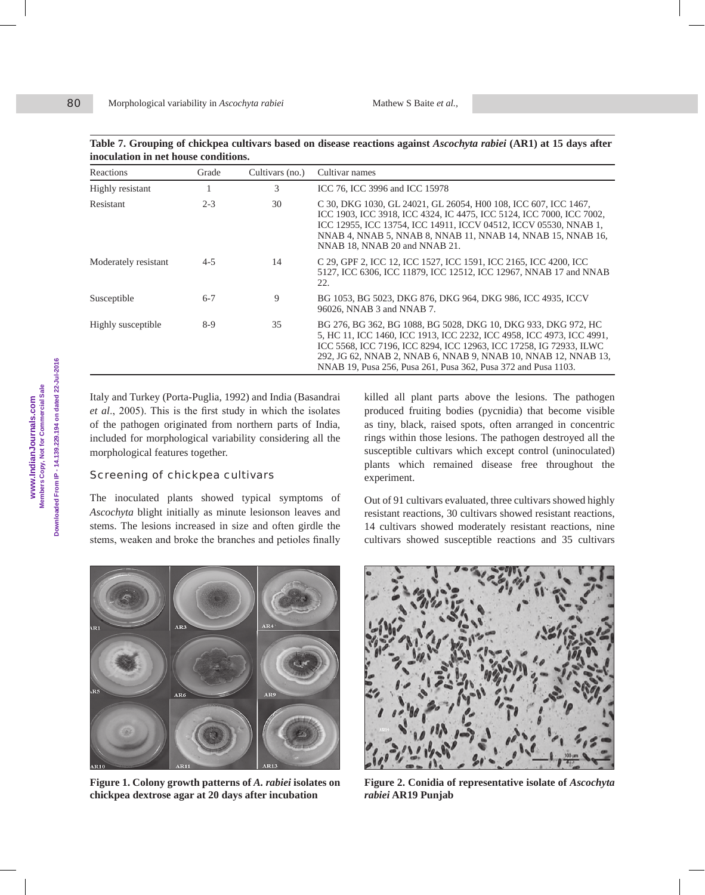**Table 7. Grouping of chickpea cultivars based on disease reactions against *Ascochyta rabiei* (AR1) at 15 days after inoculation in net house conditions.**

| Reactions | Grade | Cultivars (no.) | Cultivar names |
|---|---|---|---|
| Highly resistant | 1 | 3 | ICC 76, ICC 3996 and ICC 15978 |
| Resistant | 2-3 | 30 | C 30, DKG 1030, GL 24021, GL 26054, H00 108, ICC 607, ICC 1467, ICC 1903, ICC 3918, ICC 4324, IC 4475, ICC 5124, ICC 7000, ICC 7002, ICC 12955, ICC 13754, ICC 14911, ICCV 04512, ICCV 05530, NNAB 1, NNAB 4, NNAB 5, NNAB 8, NNAB 11, NNAB 14, NNAB 15, NNAB 16, NNAB 18, NNAB 20 and NNAB 21. |
| Moderately resistant | 4-5 | 14 | C 29, GPF 2, ICC 12, ICC 1527, ICC 1591, ICC 2165, ICC 4200, ICC 5127, ICC 6306, ICC 11879, ICC 12512, ICC 12967, NNAB 17 and NNAB 22. |
| Susceptible | 6-7 | 9 | BG 1053, BG 5023, DKG 876, DKG 964, DKG 986, ICC 4935, ICCV 96026, NNAB 3 and NNAB 7. |
| Highly susceptible | 8-9 | 35 | BG 276, BG 362, BG 1088, BG 5028, DKG 10, DKG 933, DKG 972, HC 5, HC 11, ICC 1460, ICC 1913, ICC 2232, ICC 4958, ICC 4973, ICC 4991, ICC 5568, ICC 7196, ICC 8294, ICC 12963, ICC 17258, IG 72933, ILWC 292, JG 62, NNAB 2, NNAB 6, NNAB 9, NNAB 10, NNAB 12, NNAB 13, NNAB 19, Pusa 256, Pusa 261, Pusa 362, Pusa 372 and Pusa 1103. |

Italy and Turkey (Porta-Puglia, 1992) and India (Basandrai *et al*., 2005). This is the first study in which the isolates of the pathogen originated from northern parts of India, included for morphological variability considering all the morphological features together.

### Screening of chickpea cultivars

The inoculated plants showed typical symptoms of *Ascochyta* blight initially as minute lesionson leaves and stems. The lesions increased in size and often girdle the stems, weaken and broke the branches and petioles finally killed all plant parts above the lesions. The pathogen produced fruiting bodies (pycnidia) that become visible as tiny, black, raised spots, often arranged in concentric rings within those lesions. The pathogen destroyed all the susceptible cultivars which except control (uninoculated) plants which remained disease free throughout the experiment.

Out of 91 cultivars evaluated, three cultivars showed highly resistant reactions, 30 cultivars showed resistant reactions, 14 cultivars showed moderately resistant reactions, nine cultivars showed susceptible reactions and 35 cultivars

**Figure 1. Colony growth patterns of *A. rabiei* isolates on chickpea dextrose agar at 20 days after incubation**

**Figure 2. Conidia of representative isolate of *Ascochyta rabiei* AR19 Punjab**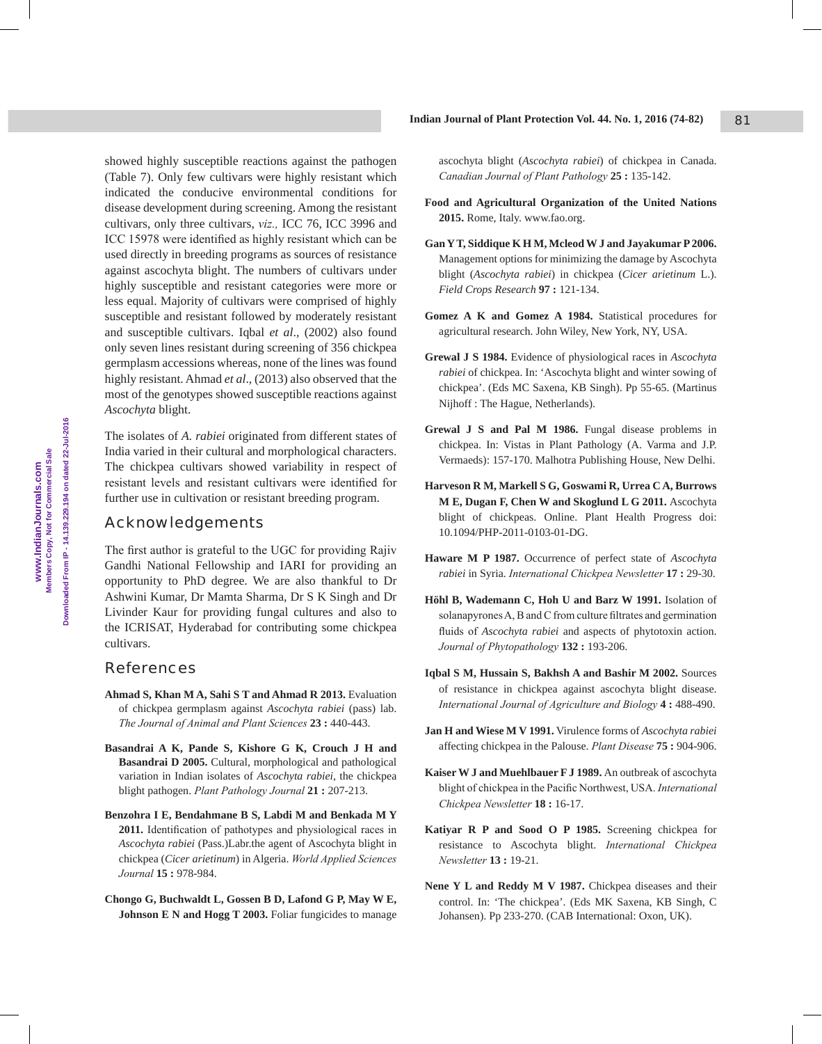showed highly susceptible reactions against the pathogen (Table 7). Only few cultivars were highly resistant which indicated the conducive environmental conditions for disease development during screening. Among the resistant cultivars, only three cultivars, *viz.,* ICC 76, ICC 3996 and ICC 15978 were identified as highly resistant which can be used directly in breeding programs as sources of resistance against ascochyta blight. The numbers of cultivars under highly susceptible and resistant categories were more or less equal. Majority of cultivars were comprised of highly susceptible and resistant followed by moderately resistant and susceptible cultivars. Iqbal *et al*., (2002) also found only seven lines resistant during screening of 356 chickpea germplasm accessions whereas, none of the lines was found highly resistant. Ahmad *et al*., (2013) also observed that the most of the genotypes showed susceptible reactions against *Ascochyta* blight.

The isolates of *A. rabiei* originated from different states of India varied in their cultural and morphological characters. The chickpea cultivars showed variability in respect of resistant levels and resistant cultivars were identified for further use in cultivation or resistant breeding program.

## Acknowledgements

The first author is grateful to the UGC for providing Rajiv Gandhi National Fellowship and IARI for providing an opportunity to PhD degree. We are also thankful to Dr Ashwini Kumar, Dr Mamta Sharma, Dr S K Singh and Dr Livinder Kaur for providing fungal cultures and also to the ICRISAT, Hyderabad for contributing some chickpea cultivars.

## References

**Ahmad S, Khan M A, Sahi S T and Ahmad R 2013.** Evaluation of chickpea germplasm against *Ascochyta rabiei* (pass) lab. *The Journal of Animal and Plant Sciences* **23 :** 440-443.

**Basandrai A K, Pande S, Kishore G K, Crouch J H and Basandrai D 2005.** Cultural, morphological and pathological variation in Indian isolates of *Ascochyta rabiei*, the chickpea blight pathogen. *Plant Pathology Journal* **21 :** 207-213.

**Benzohra I E, Bendahmane B S, Labdi M and Benkada M Y 2011.** Identification of pathotypes and physiological races in *Ascochyta rabiei* (Pass.)Labr.the agent of Ascochyta blight in chickpea (*Cicer arietinum*) in Algeria. *World Applied Sciences Journal* **15 :** 978-984.

**Chongo G, Buchwaldt L, Gossen B D, Lafond G P, May W E, Johnson E N and Hogg T 2003.** Foliar fungicides to manage ascochyta blight (*Ascochyta rabiei*) of chickpea in Canada. *Canadian Journal of Plant Pathology* **25 :** 135-142.

**Food and Agricultural Organization of the United Nations 2015.** Rome, Italy. www.fao.org.

**Gan Y T, Siddique K H M, Mcleod W J and Jayakumar P 2006.** Management options for minimizing the damage by Ascochyta blight (*Ascochyta rabiei*) in chickpea (*Cicer arietinum* L.). *Field Crops Research* **97 :** 121-134.

**Gomez A K and Gomez A 1984.** Statistical procedures for agricultural research. John Wiley, New York, NY, USA.

**Grewal J S 1984.** Evidence of physiological races in *Ascochyta rabiei* of chickpea. In: 'Ascochyta blight and winter sowing of chickpea'. (Eds MC Saxena, KB Singh). Pp 55-65. (Martinus Nijhoff : The Hague, Netherlands).

**Grewal J S and Pal M 1986.** Fungal disease problems in chickpea. In: Vistas in Plant Pathology (A. Varma and J.P. Vermaeds): 157-170. Malhotra Publishing House, New Delhi.

**Harveson R M, Markell S G, Goswami R, Urrea C A, Burrows M E, Dugan F, Chen W and Skoglund L G 2011.** Ascochyta blight of chickpeas. Online. Plant Health Progress doi: 10.1094/PHP-2011-0103-01-DG.

**Haware M P 1987.** Occurrence of perfect state of *Ascochyta rabiei* in Syria. *International Chickpea Newsletter* **17 :** 29-30.

**Höhl B, Wademann C, Hoh U and Barz W 1991.** Isolation of solanapyrones A, B and C from culture filtrates and germination fluids of *Ascochyta rabiei* and aspects of phytotoxin action. *Journal of Phytopathology* **132 :** 193-206.

**Iqbal S M, Hussain S, Bakhsh A and Bashir M 2002.** Sources of resistance in chickpea against ascochyta blight disease. *International Journal of Agriculture and Biology* **4 :** 488-490.

**Jan H and Wiese M V 1991.** Virulence forms of *Ascochyta rabiei* affecting chickpea in the Palouse. *Plant Disease* **75 :** 904-906.

**Kaiser W J and Muehlbauer F J 1989.** An outbreak of ascochyta blight of chickpea in the Pacific Northwest, USA. *International Chickpea Newsletter* **18 :** 16-17.

**Katiyar R P and Sood O P 1985.** Screening chickpea for resistance to Ascochyta blight. *International Chickpea Newsletter* **13 :** 19-21.

**Nene Y L and Reddy M V 1987.** Chickpea diseases and their control. In: 'The chickpea'. (Eds MK Saxena, KB Singh, C Johansen). Pp 233-270. (CAB International: Oxon, UK).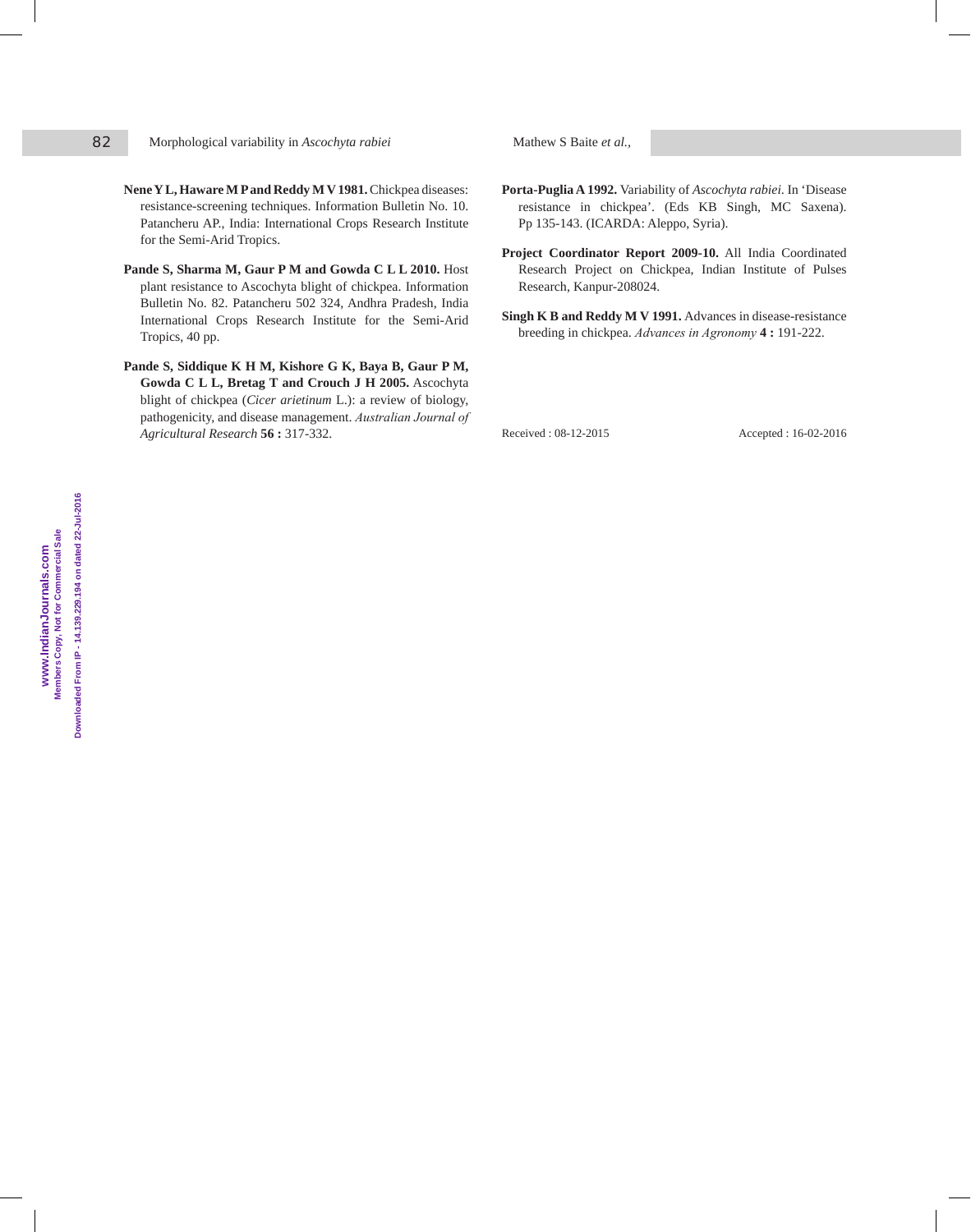**Nene Y L, Haware M P and Reddy M V 1981.** Chickpea diseases: resistance-screening techniques. Information Bulletin No. 10. Patancheru AP., India: International Crops Research Institute for the Semi-Arid Tropics.

**Pande S, Sharma M, Gaur P M and Gowda C L L 2010.** Host plant resistance to Ascochyta blight of chickpea. Information Bulletin No. 82. Patancheru 502 324, Andhra Pradesh, India International Crops Research Institute for the Semi-Arid Tropics, 40 pp.

**Pande S, Siddique K H M, Kishore G K, Baya B, Gaur P M, Gowda C L L, Bretag T and Crouch J H 2005.** Ascochyta blight of chickpea (*Cicer arietinum* L.): a review of biology, pathogenicity, and disease management. *Australian Journal of Agricultural Research* **56 :** 317-332.

**Porta-Puglia A 1992.** Variability of *Ascochyta rabiei*. In 'Disease resistance in chickpea'. (Eds KB Singh, MC Saxena). Pp 135-143. (ICARDA: Aleppo, Syria).

**Project Coordinator Report 2009-10.** All India Coordinated Research Project on Chickpea, Indian Institute of Pulses Research, Kanpur-208024.

**Singh K B and Reddy M V 1991.** Advances in disease-resistance breeding in chickpea. *Advances in Agronomy* **4 :** 191-222.

Received : 08-12-2015 Accepted : 16-02-2016